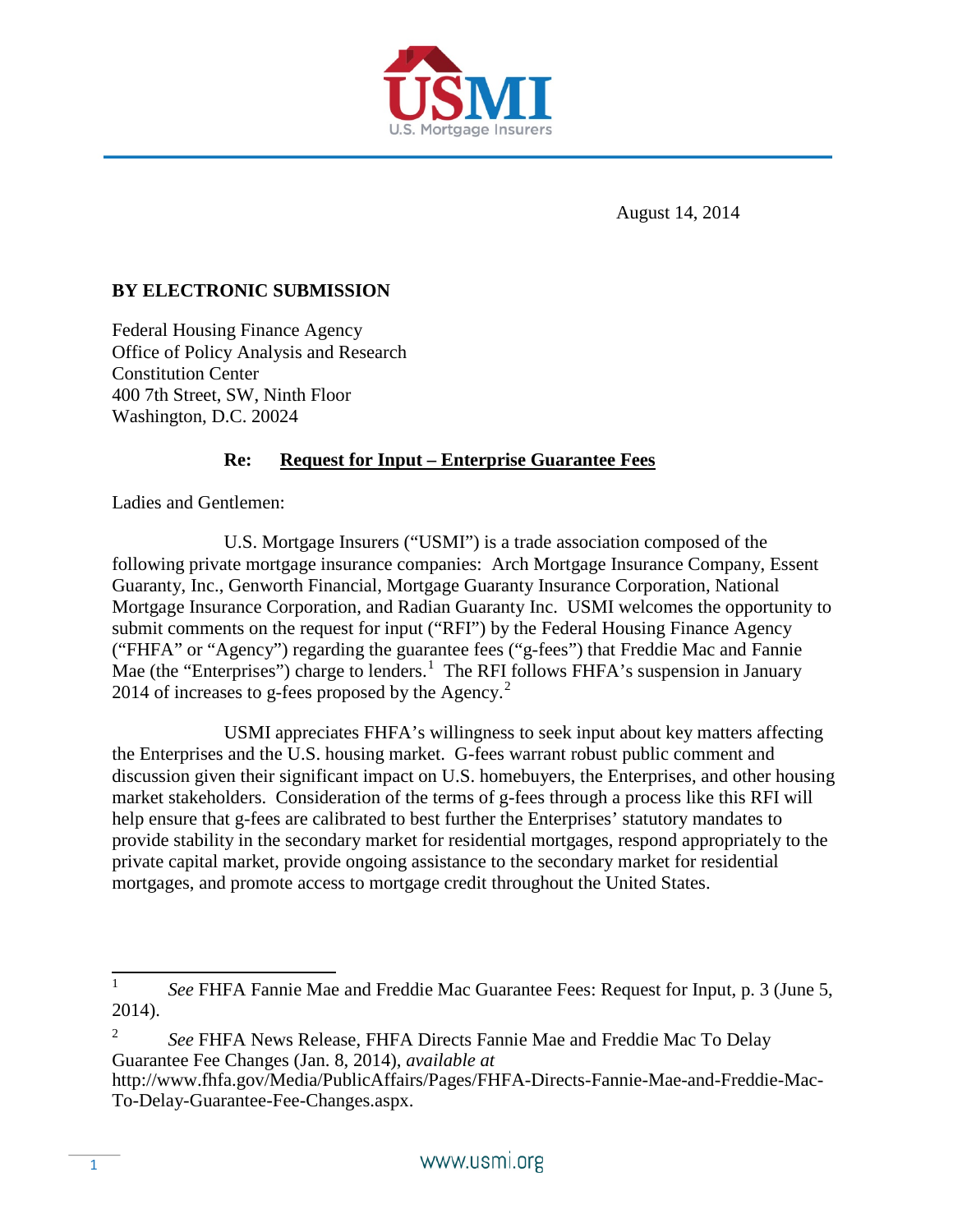August 14, 2014

**BY ELECTRONIC SUBMISSION**

Federal Housing Finance Agency
Office of Policy Analysis and Research
Constitution Center
400 7th Street, SW, Ninth Floor
Washington, D.C. 20024

**Re: Request for Input – Enterprise Guarantee Fees**

Ladies and Gentlemen:

U.S. Mortgage Insurers ("USMI") is a trade association composed of the following private mortgage insurance companies: Arch Mortgage Insurance Company, Essent Guaranty, Inc., Genworth Financial, Mortgage Guaranty Insurance Corporation, National Mortgage Insurance Corporation, and Radian Guaranty Inc. USMI welcomes the opportunity to submit comments on the request for input ("RFI") by the Federal Housing Finance Agency ("FHFA" or "Agency") regarding the guarantee fees ("g-fees") that Freddie Mac and Fannie Mae (the "Enterprises") charge to lenders.[1] The RFI follows FHFA's suspension in January 2014 of increases to g-fees proposed by the Agency.[2]

USMI appreciates FHFA's willingness to seek input about key matters affecting the Enterprises and the U.S. housing market. G-fees warrant robust public comment and discussion given their significant impact on U.S. homebuyers, the Enterprises, and other housing market stakeholders. Consideration of the terms of g-fees through a process like this RFI will help ensure that g-fees are calibrated to best further the Enterprises' statutory mandates to provide stability in the secondary market for residential mortgages, respond appropriately to the private capital market, provide ongoing assistance to the secondary market for residential mortgages, and promote access to mortgage credit throughout the United States.

---

[1] *See* FHFA Fannie Mae and Freddie Mac Guarantee Fees: Request for Input, p. 3 (June 5, 2014).

[2] *See* FHFA News Release, FHFA Directs Fannie Mae and Freddie Mac To Delay Guarantee Fee Changes (Jan. 8, 2014), *available at* http://www.fhfa.gov/Media/PublicAffairs/Pages/FHFA-Directs-Fannie-Mae-and-Freddie-Mac-To-Delay-Guarantee-Fee-Changes.aspx.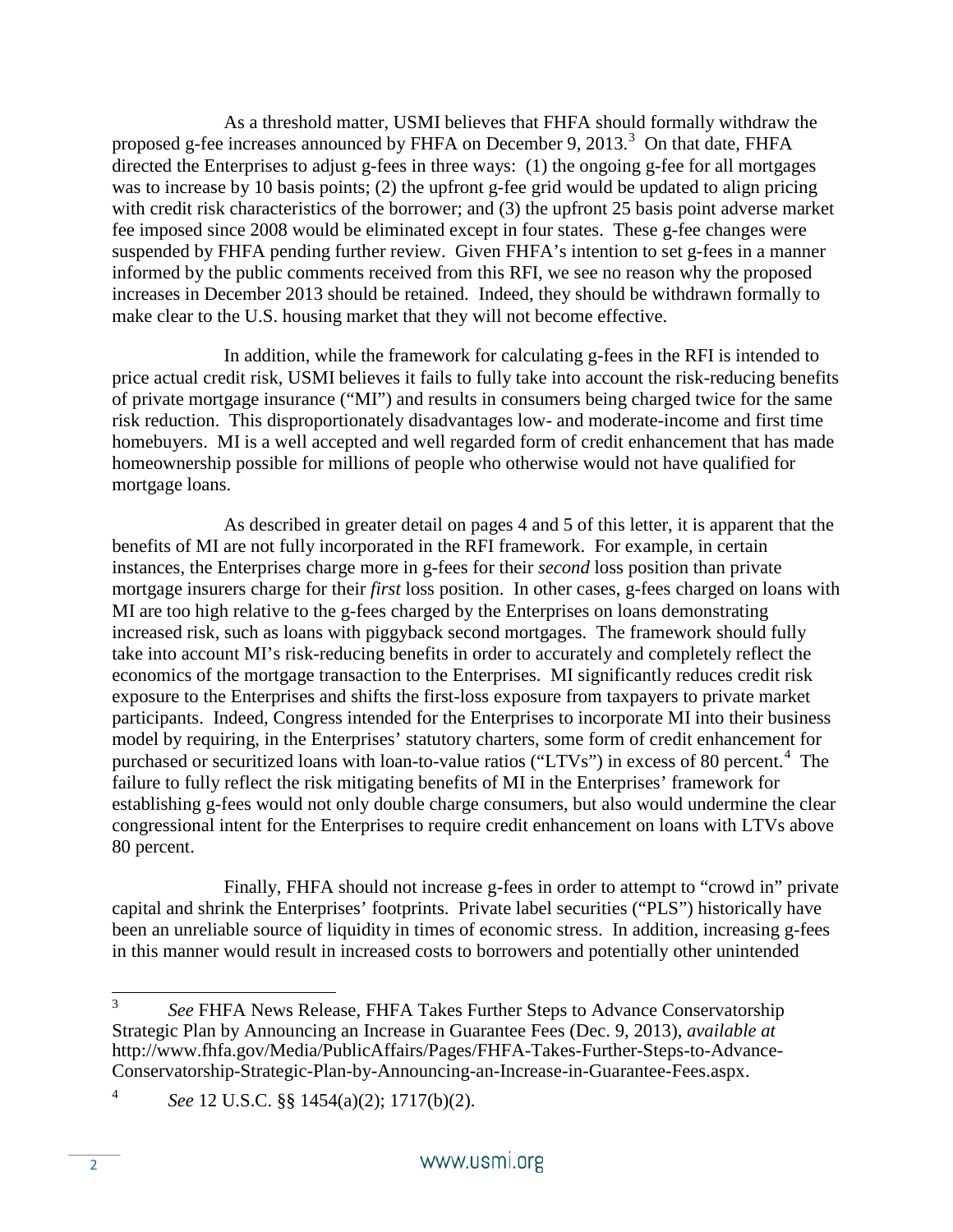As a threshold matter, USMI believes that FHFA should formally withdraw the proposed g-fee increases announced by FHFA on December 9, 2013.[3] On that date, FHFA directed the Enterprises to adjust g-fees in three ways: (1) the ongoing g-fee for all mortgages was to increase by 10 basis points; (2) the upfront g-fee grid would be updated to align pricing with credit risk characteristics of the borrower; and (3) the upfront 25 basis point adverse market fee imposed since 2008 would be eliminated except in four states. These g-fee changes were suspended by FHFA pending further review. Given FHFA's intention to set g-fees in a manner informed by the public comments received from this RFI, we see no reason why the proposed increases in December 2013 should be retained. Indeed, they should be withdrawn formally to make clear to the U.S. housing market that they will not become effective.

In addition, while the framework for calculating g-fees in the RFI is intended to price actual credit risk, USMI believes it fails to fully take into account the risk-reducing benefits of private mortgage insurance ("MI") and results in consumers being charged twice for the same risk reduction. This disproportionately disadvantages low- and moderate-income and first time homebuyers. MI is a well accepted and well regarded form of credit enhancement that has made homeownership possible for millions of people who otherwise would not have qualified for mortgage loans.

As described in greater detail on pages 4 and 5 of this letter, it is apparent that the benefits of MI are not fully incorporated in the RFI framework. For example, in certain instances, the Enterprises charge more in g-fees for their *second* loss position than private mortgage insurers charge for their *first* loss position. In other cases, g-fees charged on loans with MI are too high relative to the g-fees charged by the Enterprises on loans demonstrating increased risk, such as loans with piggyback second mortgages. The framework should fully take into account MI's risk-reducing benefits in order to accurately and completely reflect the economics of the mortgage transaction to the Enterprises. MI significantly reduces credit risk exposure to the Enterprises and shifts the first-loss exposure from taxpayers to private market participants. Indeed, Congress intended for the Enterprises to incorporate MI into their business model by requiring, in the Enterprises' statutory charters, some form of credit enhancement for purchased or securitized loans with loan-to-value ratios ("LTVs") in excess of 80 percent.[4] The failure to fully reflect the risk mitigating benefits of MI in the Enterprises' framework for establishing g-fees would not only double charge consumers, but also would undermine the clear congressional intent for the Enterprises to require credit enhancement on loans with LTVs above 80 percent.

Finally, FHFA should not increase g-fees in order to attempt to "crowd in" private capital and shrink the Enterprises' footprints. Private label securities ("PLS") historically have been an unreliable source of liquidity in times of economic stress. In addition, increasing g-fees in this manner would result in increased costs to borrowers and potentially other unintended

---

[3] *See* FHFA News Release, FHFA Takes Further Steps to Advance Conservatorship Strategic Plan by Announcing an Increase in Guarantee Fees (Dec. 9, 2013), *available at* http://www.fhfa.gov/Media/PublicAffairs/Pages/FHFA-Takes-Further-Steps-to-Advance-Conservatorship-Strategic-Plan-by-Announcing-an-Increase-in-Guarantee-Fees.aspx.

[4] *See* 12 U.S.C. §§ 1454(a)(2); 1717(b)(2).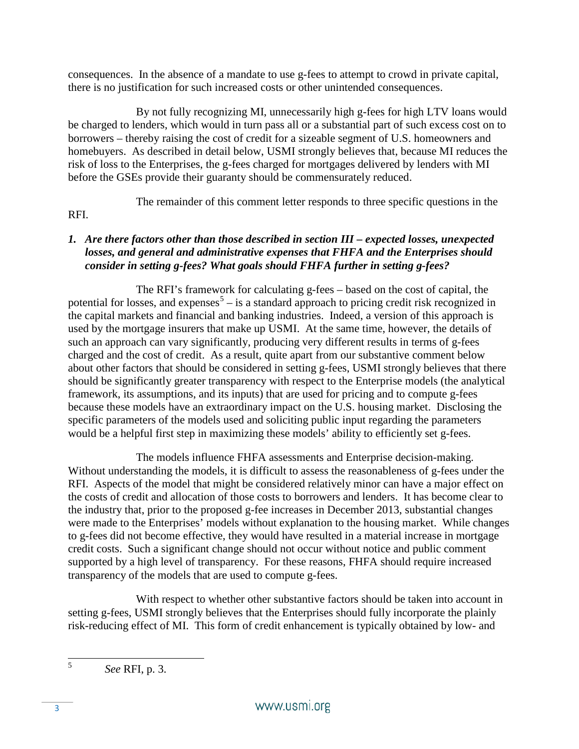consequences. In the absence of a mandate to use g-fees to attempt to crowd in private capital, there is no justification for such increased costs or other unintended consequences.

By not fully recognizing MI, unnecessarily high g-fees for high LTV loans would be charged to lenders, which would in turn pass all or a substantial part of such excess cost on to borrowers – thereby raising the cost of credit for a sizeable segment of U.S. homeowners and homebuyers. As described in detail below, USMI strongly believes that, because MI reduces the risk of loss to the Enterprises, the g-fees charged for mortgages delivered by lenders with MI before the GSEs provide their guaranty should be commensurately reduced.

The remainder of this comment letter responds to three specific questions in the RFI.

***1. Are there factors other than those described in section III – expected losses, unexpected losses, and general and administrative expenses that FHFA and the Enterprises should consider in setting g-fees? What goals should FHFA further in setting g-fees?***

The RFI's framework for calculating g-fees – based on the cost of capital, the potential for losses, and expenses[5] – is a standard approach to pricing credit risk recognized in the capital markets and financial and banking industries. Indeed, a version of this approach is used by the mortgage insurers that make up USMI. At the same time, however, the details of such an approach can vary significantly, producing very different results in terms of g-fees charged and the cost of credit. As a result, quite apart from our substantive comment below about other factors that should be considered in setting g-fees, USMI strongly believes that there should be significantly greater transparency with respect to the Enterprise models (the analytical framework, its assumptions, and its inputs) that are used for pricing and to compute g-fees because these models have an extraordinary impact on the U.S. housing market. Disclosing the specific parameters of the models used and soliciting public input regarding the parameters would be a helpful first step in maximizing these models' ability to efficiently set g-fees.

The models influence FHFA assessments and Enterprise decision-making. Without understanding the models, it is difficult to assess the reasonableness of g-fees under the RFI. Aspects of the model that might be considered relatively minor can have a major effect on the costs of credit and allocation of those costs to borrowers and lenders. It has become clear to the industry that, prior to the proposed g-fee increases in December 2013, substantial changes were made to the Enterprises' models without explanation to the housing market. While changes to g-fees did not become effective, they would have resulted in a material increase in mortgage credit costs. Such a significant change should not occur without notice and public comment supported by a high level of transparency. For these reasons, FHFA should require increased transparency of the models that are used to compute g-fees.

With respect to whether other substantive factors should be taken into account in setting g-fees, USMI strongly believes that the Enterprises should fully incorporate the plainly risk-reducing effect of MI. This form of credit enhancement is typically obtained by low- and

---

[5] *See* RFI, p. 3.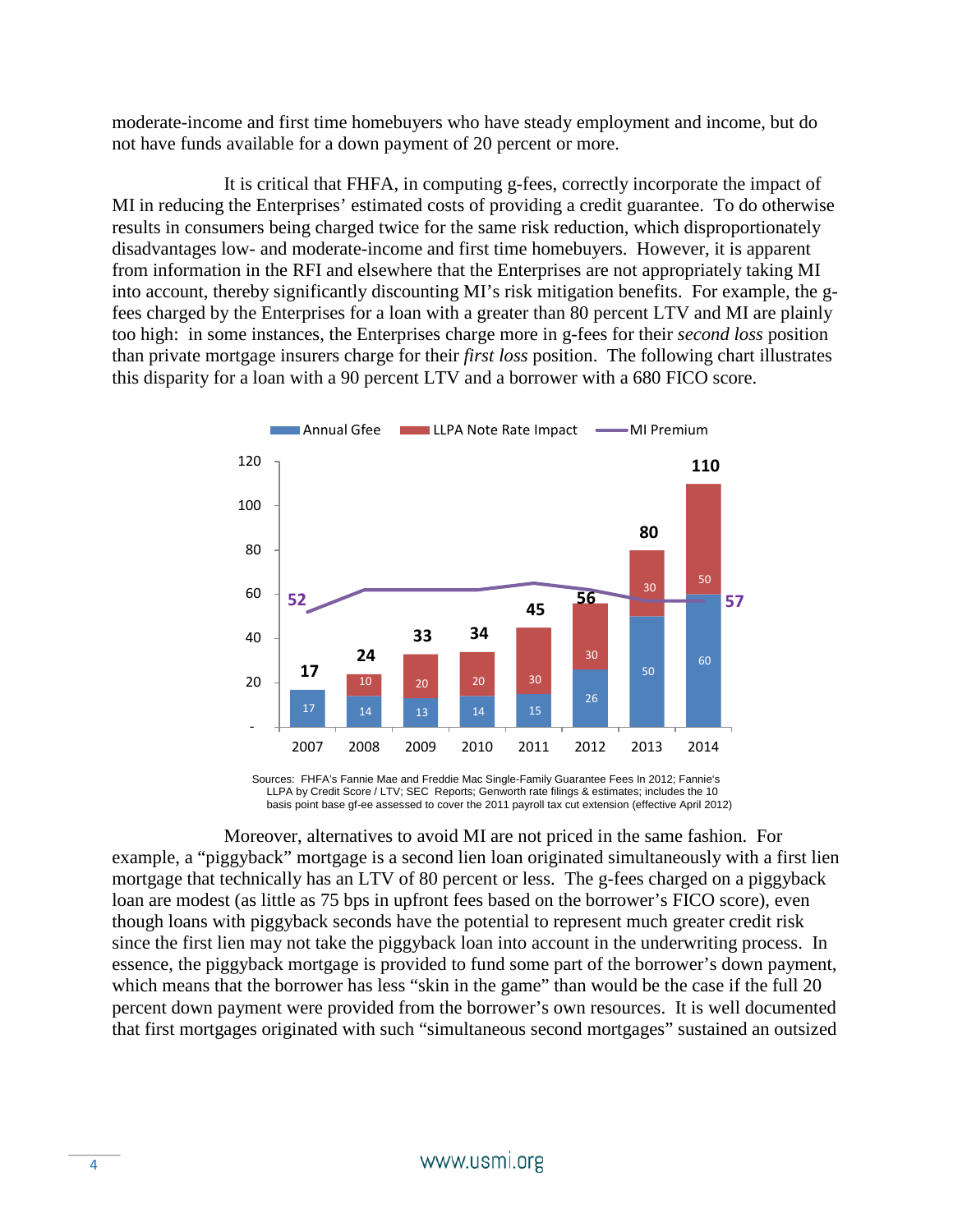moderate-income and first time homebuyers who have steady employment and income, but do not have funds available for a down payment of 20 percent or more.

It is critical that FHFA, in computing g-fees, correctly incorporate the impact of MI in reducing the Enterprises' estimated costs of providing a credit guarantee. To do otherwise results in consumers being charged twice for the same risk reduction, which disproportionately disadvantages low- and moderate-income and first time homebuyers. However, it is apparent from information in the RFI and elsewhere that the Enterprises are not appropriately taking MI into account, thereby significantly discounting MI's risk mitigation benefits. For example, the g-fees charged by the Enterprises for a loan with a greater than 80 percent LTV and MI are plainly too high: in some instances, the Enterprises charge more in g-fees for their *second loss* position than private mortgage insurers charge for their *first loss* position. The following chart illustrates this disparity for a loan with a 90 percent LTV and a borrower with a 680 FICO score.

| Year | Annual Gfee | LLPA Note Rate Impact | Total | MI Premium |
|---|---|---|---|---|
| 2007 | 17 | | 17 | 52 |
| 2008 | 14 | 10 | 24 | |
| 2009 | 13 | 20 | 33 | |
| 2010 | 14 | 20 | 34 | |
| 2011 | 15 | 30 | 45 | |
| 2012 | 26 | 30 | 56 | |
| 2013 | 50 | 30 | 80 | |
| 2014 | 60 | 50 | 110 | 57 |

Sources: FHFA's Fannie Mae and Freddie Mac Single-Family Guarantee Fees In 2012; Fannie's LLPA by Credit Score / LTV; SEC Reports; Genworth rate filings & estimates; includes the 10 basis point base gf-ee assessed to cover the 2011 payroll tax cut extension (effective April 2012)

Moreover, alternatives to avoid MI are not priced in the same fashion. For example, a "piggyback" mortgage is a second lien loan originated simultaneously with a first lien mortgage that technically has an LTV of 80 percent or less. The g-fees charged on a piggyback loan are modest (as little as 75 bps in upfront fees based on the borrower's FICO score), even though loans with piggyback seconds have the potential to represent much greater credit risk since the first lien may not take the piggyback loan into account in the underwriting process. In essence, the piggyback mortgage is provided to fund some part of the borrower's down payment, which means that the borrower has less "skin in the game" than would be the case if the full 20 percent down payment were provided from the borrower's own resources. It is well documented that first mortgages originated with such "simultaneous second mortgages" sustained an outsized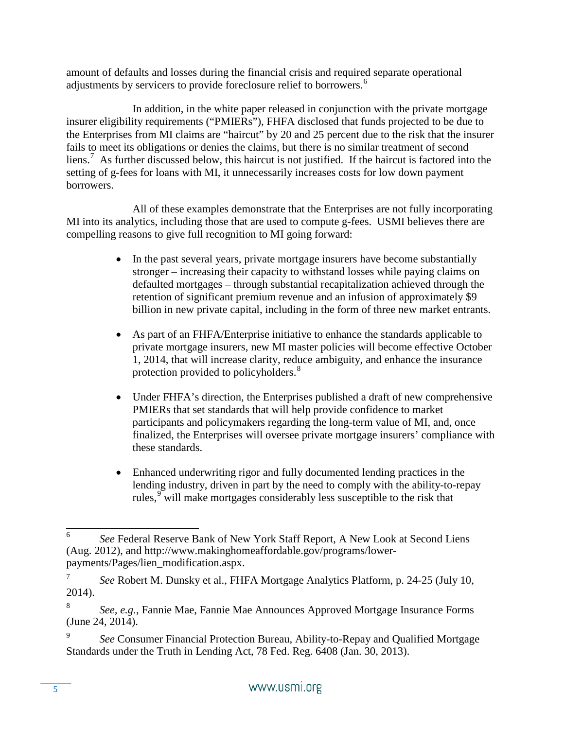amount of defaults and losses during the financial crisis and required separate operational adjustments by servicers to provide foreclosure relief to borrowers.[6]

In addition, in the white paper released in conjunction with the private mortgage insurer eligibility requirements ("PMIERs"), FHFA disclosed that funds projected to be due to the Enterprises from MI claims are "haircut" by 20 and 25 percent due to the risk that the insurer fails to meet its obligations or denies the claims, but there is no similar treatment of second liens.[7] As further discussed below, this haircut is not justified. If the haircut is factored into the setting of g-fees for loans with MI, it unnecessarily increases costs for low down payment borrowers.

All of these examples demonstrate that the Enterprises are not fully incorporating MI into its analytics, including those that are used to compute g-fees. USMI believes there are compelling reasons to give full recognition to MI going forward:

- In the past several years, private mortgage insurers have become substantially stronger – increasing their capacity to withstand losses while paying claims on defaulted mortgages – through substantial recapitalization achieved through the retention of significant premium revenue and an infusion of approximately $9 billion in new private capital, including in the form of three new market entrants.

- As part of an FHFA/Enterprise initiative to enhance the standards applicable to private mortgage insurers, new MI master policies will become effective October 1, 2014, that will increase clarity, reduce ambiguity, and enhance the insurance protection provided to policyholders.[8]

- Under FHFA's direction, the Enterprises published a draft of new comprehensive PMIERs that set standards that will help provide confidence to market participants and policymakers regarding the long-term value of MI, and, once finalized, the Enterprises will oversee private mortgage insurers' compliance with these standards.

- Enhanced underwriting rigor and fully documented lending practices in the lending industry, driven in part by the need to comply with the ability-to-repay rules,[9] will make mortgages considerably less susceptible to the risk that

---

[6] *See* Federal Reserve Bank of New York Staff Report, A New Look at Second Liens (Aug. 2012), and http://www.makinghomeaffordable.gov/programs/lower-payments/Pages/lien_modification.aspx.

[7] *See* Robert M. Dunsky et al., FHFA Mortgage Analytics Platform, p. 24-25 (July 10, 2014).

[8] *See, e.g.*, Fannie Mae, Fannie Mae Announces Approved Mortgage Insurance Forms (June 24, 2014).

[9] *See* Consumer Financial Protection Bureau, Ability-to-Repay and Qualified Mortgage Standards under the Truth in Lending Act, 78 Fed. Reg. 6408 (Jan. 30, 2013).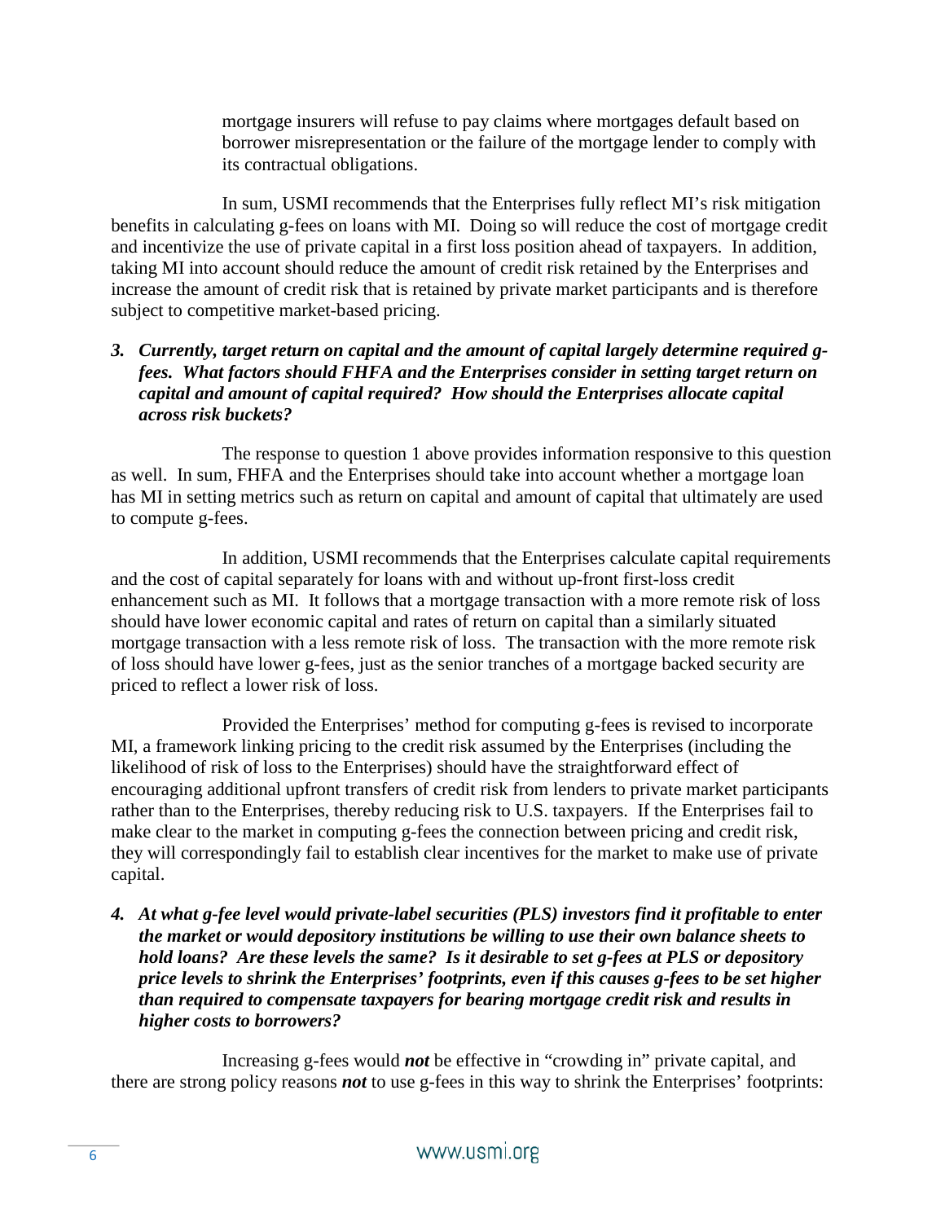mortgage insurers will refuse to pay claims where mortgages default based on borrower misrepresentation or the failure of the mortgage lender to comply with its contractual obligations.

In sum, USMI recommends that the Enterprises fully reflect MI's risk mitigation benefits in calculating g-fees on loans with MI. Doing so will reduce the cost of mortgage credit and incentivize the use of private capital in a first loss position ahead of taxpayers. In addition, taking MI into account should reduce the amount of credit risk retained by the Enterprises and increase the amount of credit risk that is retained by private market participants and is therefore subject to competitive market-based pricing.

***3. Currently, target return on capital and the amount of capital largely determine required g-fees. What factors should FHFA and the Enterprises consider in setting target return on capital and amount of capital required? How should the Enterprises allocate capital across risk buckets?***

The response to question 1 above provides information responsive to this question as well. In sum, FHFA and the Enterprises should take into account whether a mortgage loan has MI in setting metrics such as return on capital and amount of capital that ultimately are used to compute g-fees.

In addition, USMI recommends that the Enterprises calculate capital requirements and the cost of capital separately for loans with and without up-front first-loss credit enhancement such as MI. It follows that a mortgage transaction with a more remote risk of loss should have lower economic capital and rates of return on capital than a similarly situated mortgage transaction with a less remote risk of loss. The transaction with the more remote risk of loss should have lower g-fees, just as the senior tranches of a mortgage backed security are priced to reflect a lower risk of loss.

Provided the Enterprises' method for computing g-fees is revised to incorporate MI, a framework linking pricing to the credit risk assumed by the Enterprises (including the likelihood of risk of loss to the Enterprises) should have the straightforward effect of encouraging additional upfront transfers of credit risk from lenders to private market participants rather than to the Enterprises, thereby reducing risk to U.S. taxpayers. If the Enterprises fail to make clear to the market in computing g-fees the connection between pricing and credit risk, they will correspondingly fail to establish clear incentives for the market to make use of private capital.

***4. At what g-fee level would private-label securities (PLS) investors find it profitable to enter the market or would depository institutions be willing to use their own balance sheets to hold loans? Are these levels the same? Is it desirable to set g-fees at PLS or depository price levels to shrink the Enterprises' footprints, even if this causes g-fees to be set higher than required to compensate taxpayers for bearing mortgage credit risk and results in higher costs to borrowers?***

Increasing g-fees would ***not*** be effective in "crowding in" private capital, and there are strong policy reasons ***not*** to use g-fees in this way to shrink the Enterprises' footprints: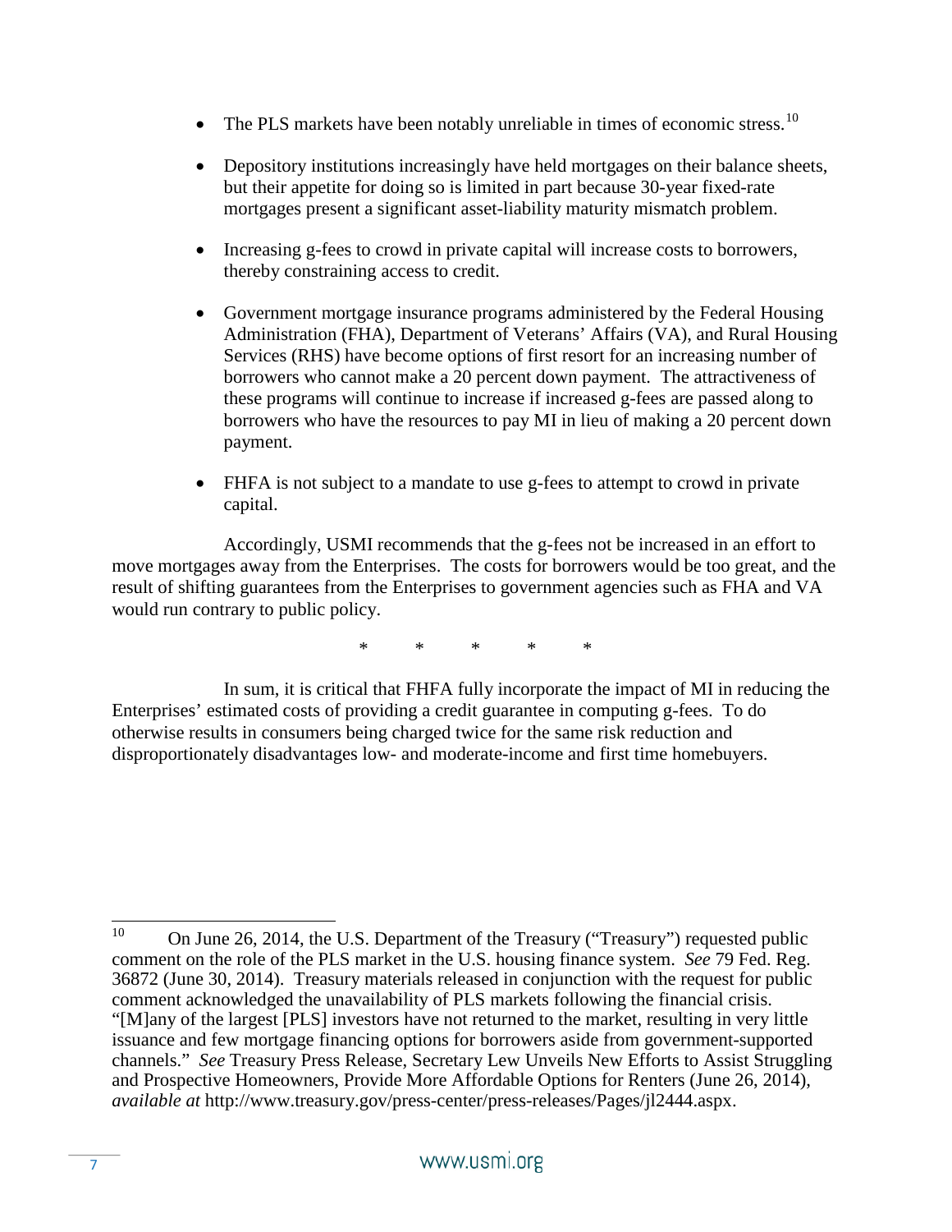- The PLS markets have been notably unreliable in times of economic stress.[10]

- Depository institutions increasingly have held mortgages on their balance sheets, but their appetite for doing so is limited in part because 30-year fixed-rate mortgages present a significant asset-liability maturity mismatch problem.

- Increasing g-fees to crowd in private capital will increase costs to borrowers, thereby constraining access to credit.

- Government mortgage insurance programs administered by the Federal Housing Administration (FHA), Department of Veterans' Affairs (VA), and Rural Housing Services (RHS) have become options of first resort for an increasing number of borrowers who cannot make a 20 percent down payment. The attractiveness of these programs will continue to increase if increased g-fees are passed along to borrowers who have the resources to pay MI in lieu of making a 20 percent down payment.

- FHFA is not subject to a mandate to use g-fees to attempt to crowd in private capital.

Accordingly, USMI recommends that the g-fees not be increased in an effort to move mortgages away from the Enterprises. The costs for borrowers would be too great, and the result of shifting guarantees from the Enterprises to government agencies such as FHA and VA would run contrary to public policy.

\* \* \* \* \*

In sum, it is critical that FHFA fully incorporate the impact of MI in reducing the Enterprises' estimated costs of providing a credit guarantee in computing g-fees. To do otherwise results in consumers being charged twice for the same risk reduction and disproportionately disadvantages low- and moderate-income and first time homebuyers.

---

[10] On June 26, 2014, the U.S. Department of the Treasury ("Treasury") requested public comment on the role of the PLS market in the U.S. housing finance system. *See* 79 Fed. Reg. 36872 (June 30, 2014). Treasury materials released in conjunction with the request for public comment acknowledged the unavailability of PLS markets following the financial crisis. "[M]any of the largest [PLS] investors have not returned to the market, resulting in very little issuance and few mortgage financing options for borrowers aside from government-supported channels." *See* Treasury Press Release, Secretary Lew Unveils New Efforts to Assist Struggling and Prospective Homeowners, Provide More Affordable Options for Renters (June 26, 2014), *available at* http://www.treasury.gov/press-center/press-releases/Pages/jl2444.aspx.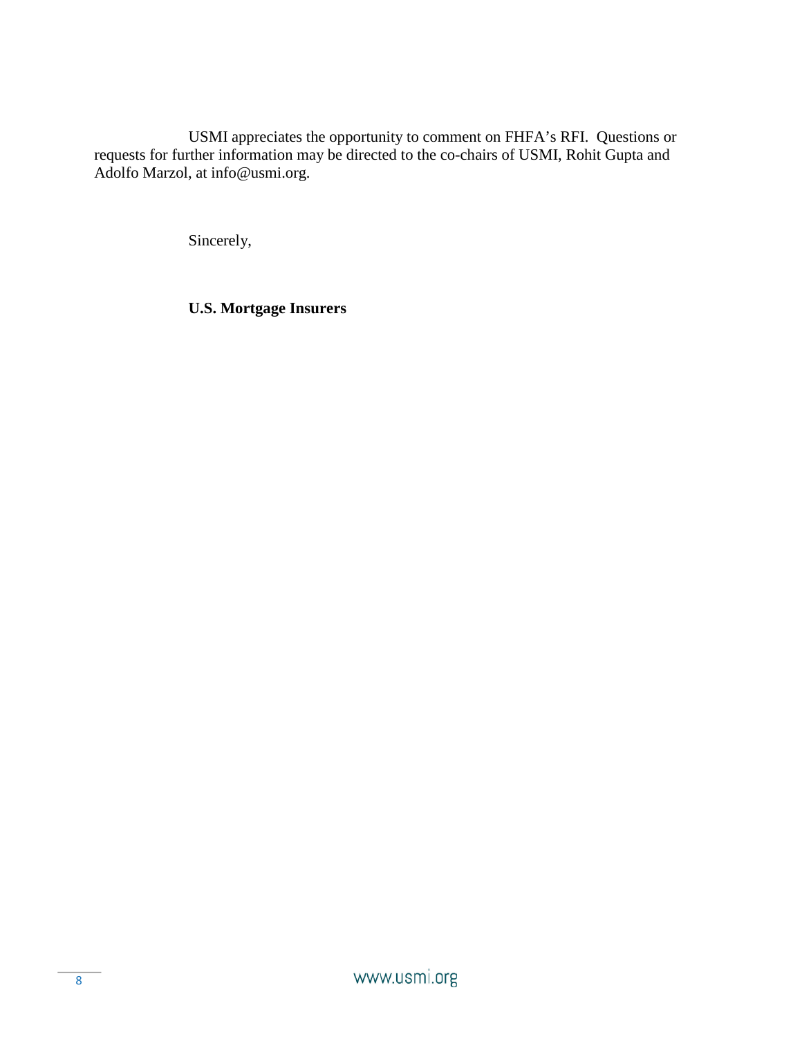USMI appreciates the opportunity to comment on FHFA's RFI. Questions or requests for further information may be directed to the co-chairs of USMI, Rohit Gupta and Adolfo Marzol, at info@usmi.org.

Sincerely,

**U.S. Mortgage Insurers**